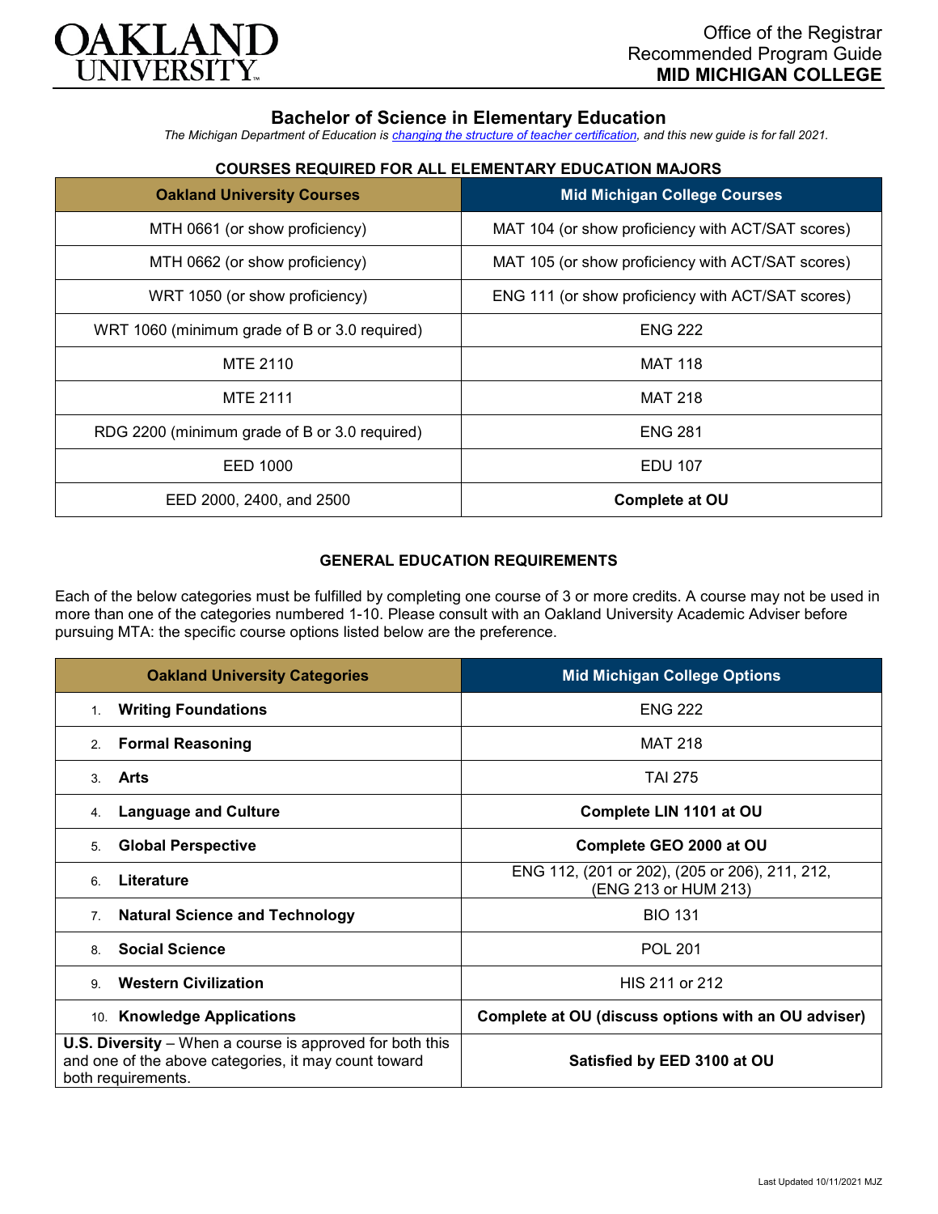OAKLAND UNIVERSITY

Office of the Registrar
Recommended Program Guide
**MID MICHIGAN COLLEGE**

## Bachelor of Science in Elementary Education

*The Michigan Department of Education is changing the structure of teacher certification, and this new guide is for fall 2021.*

### COURSES REQUIRED FOR ALL ELEMENTARY EDUCATION MAJORS

| Oakland University Courses | Mid Michigan College Courses |
|---|---|
| MTH 0661 (or show proficiency) | MAT 104 (or show proficiency with ACT/SAT scores) |
| MTH 0662 (or show proficiency) | MAT 105 (or show proficiency with ACT/SAT scores) |
| WRT 1050 (or show proficiency) | ENG 111 (or show proficiency with ACT/SAT scores) |
| WRT 1060 (minimum grade of B or 3.0 required) | ENG 222 |
| MTE 2110 | MAT 118 |
| MTE 2111 | MAT 218 |
| RDG 2200 (minimum grade of B or 3.0 required) | ENG 281 |
| EED 1000 | EDU 107 |
| EED 2000, 2400, and 2500 | **Complete at OU** |

### GENERAL EDUCATION REQUIREMENTS

Each of the below categories must be fulfilled by completing one course of 3 or more credits. A course may not be used in more than one of the categories numbered 1-10. Please consult with an Oakland University Academic Adviser before pursuing MTA: the specific course options listed below are the preference.

| Oakland University Categories | Mid Michigan College Options |
|---|---|
| 1. **Writing Foundations** | ENG 222 |
| 2. **Formal Reasoning** | MAT 218 |
| 3. **Arts** | TAI 275 |
| 4. **Language and Culture** | **Complete LIN 1101 at OU** |
| 5. **Global Perspective** | **Complete GEO 2000 at OU** |
| 6. **Literature** | ENG 112, (201 or 202), (205 or 206), 211, 212, (ENG 213 or HUM 213) |
| 7. **Natural Science and Technology** | BIO 131 |
| 8. **Social Science** | POL 201 |
| 9. **Western Civilization** | HIS 211 or 212 |
| 10. **Knowledge Applications** | **Complete at OU (discuss options with an OU adviser)** |
| **U.S. Diversity** – When a course is approved for both this and one of the above categories, it may count toward both requirements. | **Satisfied by EED 3100 at OU** |

Last Updated 10/11/2021 MJZ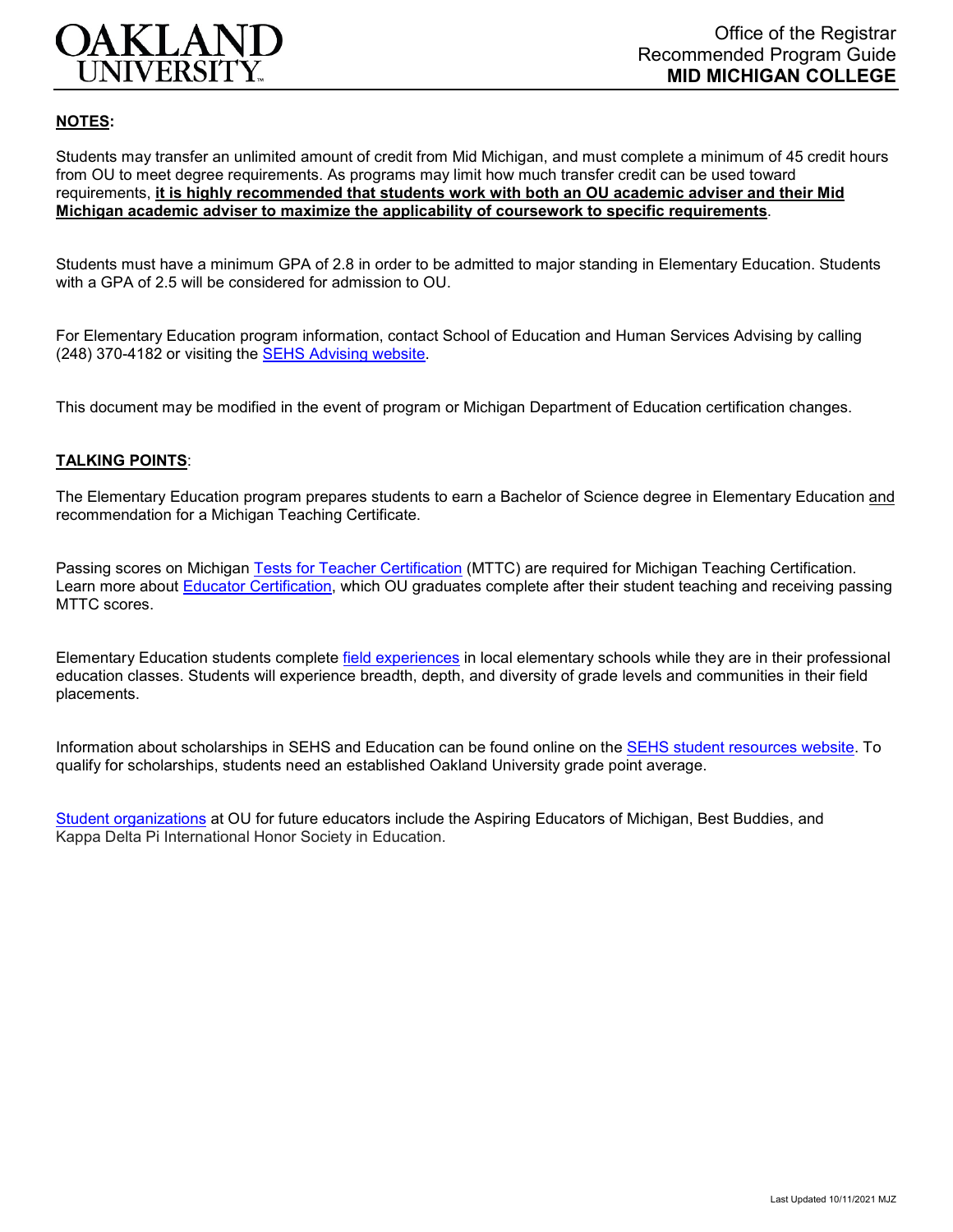**NOTES:**

Students may transfer an unlimited amount of credit from Mid Michigan, and must complete a minimum of 45 credit hours from OU to meet degree requirements. As programs may limit how much transfer credit can be used toward requirements, **it is highly recommended that students work with both an OU academic adviser and their Mid Michigan academic adviser to maximize the applicability of coursework to specific requirements**.

Students must have a minimum GPA of 2.8 in order to be admitted to major standing in Elementary Education. Students with a GPA of 2.5 will be considered for admission to OU.

For Elementary Education program information, contact School of Education and Human Services Advising by calling (248) 370-4182 or visiting the SEHS Advising website.

This document may be modified in the event of program or Michigan Department of Education certification changes.

**TALKING POINTS**:

The Elementary Education program prepares students to earn a Bachelor of Science degree in Elementary Education and recommendation for a Michigan Teaching Certificate.

Passing scores on Michigan Tests for Teacher Certification (MTTC) are required for Michigan Teaching Certification. Learn more about Educator Certification, which OU graduates complete after their student teaching and receiving passing MTTC scores.

Elementary Education students complete field experiences in local elementary schools while they are in their professional education classes. Students will experience breadth, depth, and diversity of grade levels and communities in their field placements.

Information about scholarships in SEHS and Education can be found online on the SEHS student resources website. To qualify for scholarships, students need an established Oakland University grade point average.

Student organizations at OU for future educators include the Aspiring Educators of Michigan, Best Buddies, and Kappa Delta Pi International Honor Society in Education.